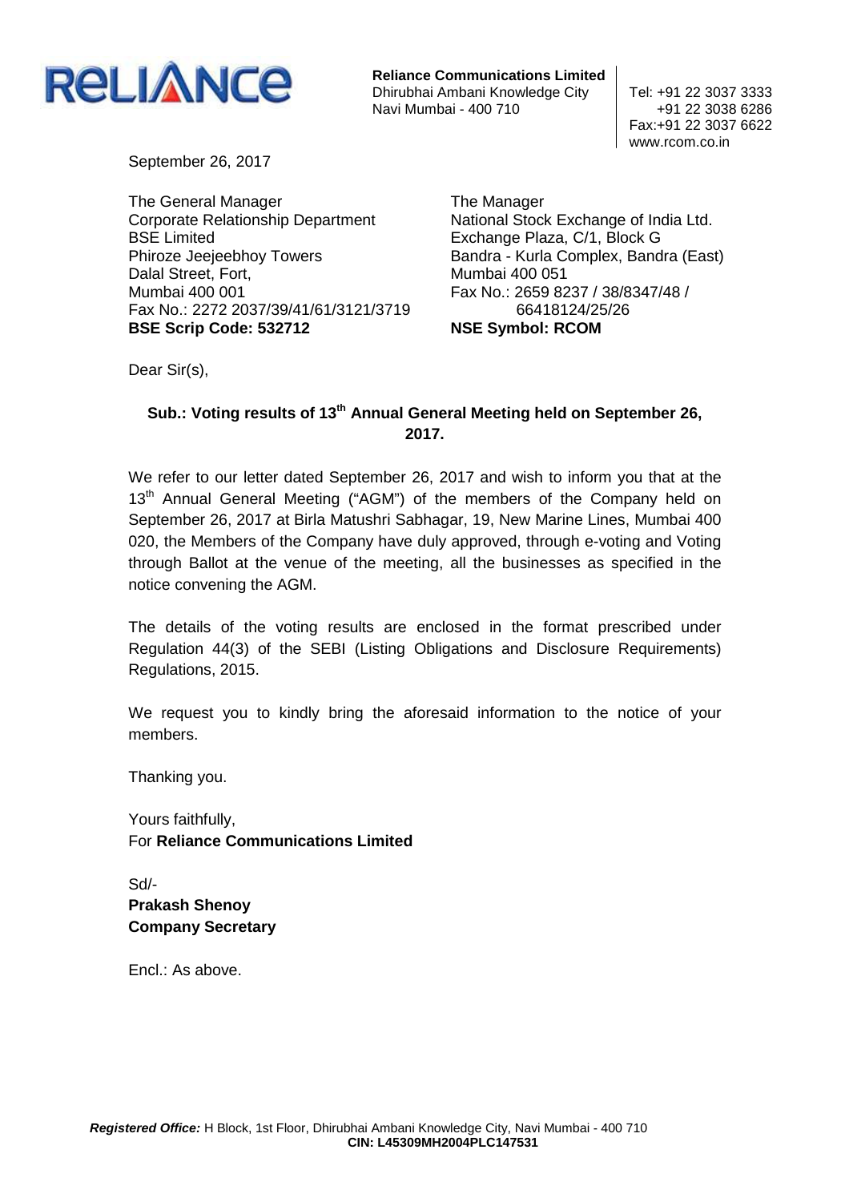**RELIANCE**

**Reliance Communications Limited**
Dhirubhai Ambani Knowledge City
Navi Mumbai - 400 710

Tel: +91 22 3037 3333
+91 22 3038 6286
Fax:+91 22 3037 6622
www.rcom.co.in

September 26, 2017

The General Manager
Corporate Relationship Department
BSE Limited
Phiroze Jeejeebhoy Towers
Dalal Street, Fort,
Mumbai 400 001
Fax No.: 2272 2037/39/41/61/3121/3719
**BSE Scrip Code: 532712**

The Manager
National Stock Exchange of India Ltd.
Exchange Plaza, C/1, Block G
Bandra - Kurla Complex, Bandra (East)
Mumbai 400 051
Fax No.: 2659 8237 / 38/8347/48 / 66418124/25/26
**NSE Symbol: RCOM**

Dear Sir(s),

**Sub.: Voting results of 13th Annual General Meeting held on September 26, 2017.**

We refer to our letter dated September 26, 2017 and wish to inform you that at the 13th Annual General Meeting ("AGM") of the members of the Company held on September 26, 2017 at Birla Matushri Sabhagar, 19, New Marine Lines, Mumbai 400 020, the Members of the Company have duly approved, through e-voting and Voting through Ballot at the venue of the meeting, all the businesses as specified in the notice convening the AGM.

The details of the voting results are enclosed in the format prescribed under Regulation 44(3) of the SEBI (Listing Obligations and Disclosure Requirements) Regulations, 2015.

We request you to kindly bring the aforesaid information to the notice of your members.

Thanking you.

Yours faithfully,
For **Reliance Communications Limited**

Sd/-
**Prakash Shenoy**
**Company Secretary**

Encl.: As above.

***Registered Office:*** H Block, 1st Floor, Dhirubhai Ambani Knowledge City, Navi Mumbai - 400 710
**CIN: L45309MH2004PLC147531**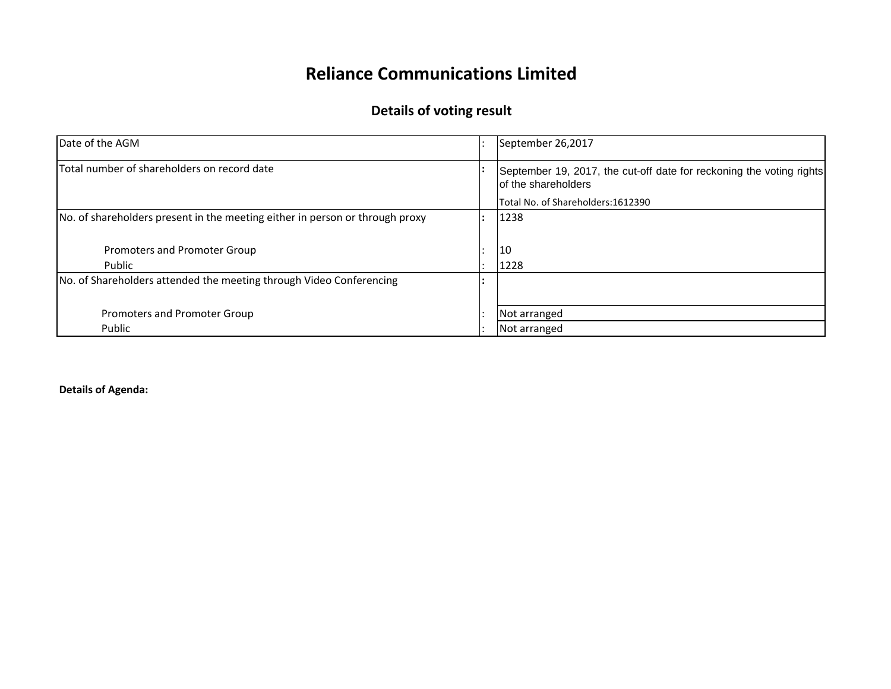# Reliance Communications Limited

## Details of voting result

| | | |
|---|---|---|
| Date of the AGM | : | September 26,2017 |
| Total number of shareholders on record date | : | September 19, 2017, the cut-off date for reckoning the voting rights of the shareholders<br>Total No. of Shareholders:1612390 |
| No. of shareholders present in the meeting either in person or through proxy | : | 1238 |
| Promoters and Promoter Group | : | 10 |
| Public | : | 1228 |
| No. of Shareholders attended the meeting through Video Conferencing | : | |
| Promoters and Promoter Group | : | Not arranged |
| Public | : | Not arranged |

**Details of Agenda:**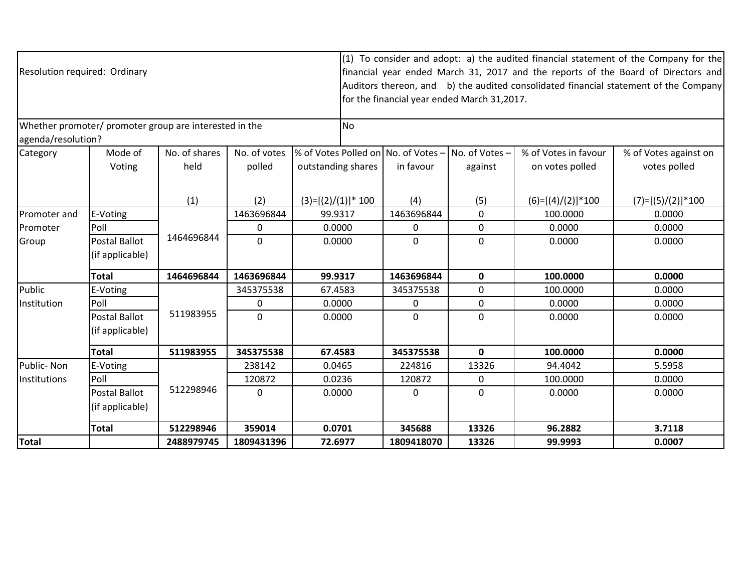| Resolution required: Ordinary | | | | (1) To consider and adopt: a) the audited financial statement of the Company for the financial year ended March 31, 2017 and the reports of the Board of Directors and Auditors thereon, and b) the audited consolidated financial statement of the Company for the financial year ended March 31,2017. | | | | |
|---|---|---|---|---|---|---|---|---|
| Whether promoter/ promoter group are interested in the agenda/resolution? | | | | No | | | | |
| Category | Mode of Voting | No. of shares held<br>(1) | No. of votes polled<br>(2) | % of Votes Polled on outstanding shares<br>(3)=[(2)/(1)]* 100 | No. of Votes – in favour<br>(4) | No. of Votes – against<br>(5) | % of Votes in favour on votes polled<br>(6)=[(4)/(2)]*100 | % of Votes against on votes polled<br>(7)=[(5)/(2)]*100 |
| Promoter and Promoter Group | E-Voting | 1464696844 | 1463696844 | 99.9317 | 1463696844 | 0 | 100.0000 | 0.0000 |
| | Poll | | 0 | 0.0000 | 0 | 0 | 0.0000 | 0.0000 |
| | Postal Ballot (if applicable) | | 0 | 0.0000 | 0 | 0 | 0.0000 | 0.0000 |
| | **Total** | **1464696844** | **1463696844** | **99.9317** | **1463696844** | **0** | **100.0000** | **0.0000** |
| Public Institution | E-Voting | 511983955 | 345375538 | 67.4583 | 345375538 | 0 | 100.0000 | 0.0000 |
| | Poll | | 0 | 0.0000 | 0 | 0 | 0.0000 | 0.0000 |
| | Postal Ballot (if applicable) | | 0 | 0.0000 | 0 | 0 | 0.0000 | 0.0000 |
| | **Total** | **511983955** | **345375538** | **67.4583** | **345375538** | **0** | **100.0000** | **0.0000** |
| Public- Non Institutions | E-Voting | 512298946 | 238142 | 0.0465 | 224816 | 13326 | 94.4042 | 5.5958 |
| | Poll | | 120872 | 0.0236 | 120872 | 0 | 100.0000 | 0.0000 |
| | Postal Ballot (if applicable) | | 0 | 0.0000 | 0 | 0 | 0.0000 | 0.0000 |
| | **Total** | **512298946** | **359014** | **0.0701** | **345688** | **13326** | **96.2882** | **3.7118** |
| **Total** | | **2488979745** | **1809431396** | **72.6977** | **1809418070** | **13326** | **99.9993** | **0.0007** |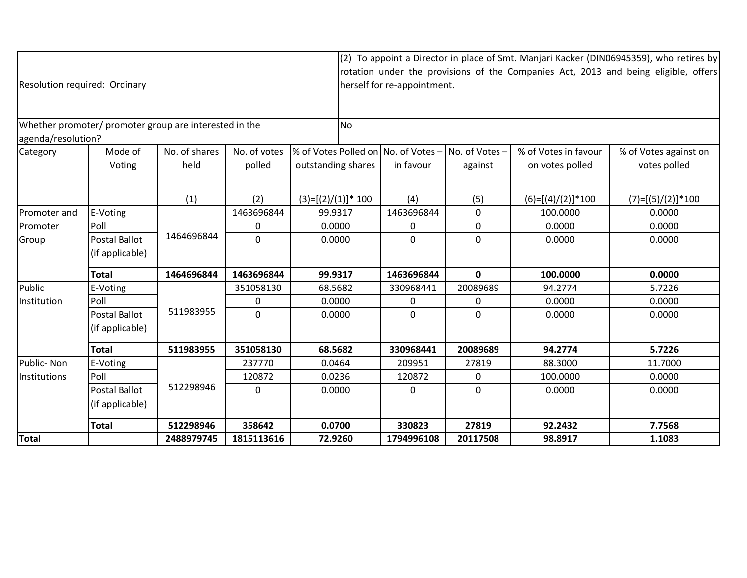| Resolution required: Ordinary | | | | (2) To appoint a Director in place of Smt. Manjari Kacker (DIN06945359), who retires by rotation under the provisions of the Companies Act, 2013 and being eligible, offers herself for re-appointment. | | | | |
|---|---|---|---|---|---|---|---|---|
| Whether promoter/ promoter group are interested in the agenda/resolution? | | | | No | | | | |
| Category | Mode of Voting | No. of shares held<br><br>(1) | No. of votes polled<br><br>(2) | % of Votes Polled on outstanding shares<br><br>(3)=[(2)/(1)]* 100 | No. of Votes – in favour<br><br>(4) | No. of Votes – against<br><br>(5) | % of Votes in favour on votes polled<br><br>(6)=[(4)/(2)]*100 | % of Votes against on votes polled<br><br>(7)=[(5)/(2)]*100 |
| Promoter and Promoter Group | E-Voting | 1464696844 | 1463696844 | 99.9317 | 1463696844 | 0 | 100.0000 | 0.0000 |
| | Poll | | 0 | 0.0000 | 0 | 0 | 0.0000 | 0.0000 |
| | Postal Ballot (if applicable) | | 0 | 0.0000 | 0 | 0 | 0.0000 | 0.0000 |
| | **Total** | **1464696844** | **1463696844** | **99.9317** | **1463696844** | **0** | **100.0000** | **0.0000** |
| Public Institution | E-Voting | 511983955 | 351058130 | 68.5682 | 330968441 | 20089689 | 94.2774 | 5.7226 |
| | Poll | | 0 | 0.0000 | 0 | 0 | 0.0000 | 0.0000 |
| | Postal Ballot (if applicable) | | 0 | 0.0000 | 0 | 0 | 0.0000 | 0.0000 |
| | **Total** | **511983955** | **351058130** | **68.5682** | **330968441** | **20089689** | **94.2774** | **5.7226** |
| Public- Non Institutions | E-Voting | 512298946 | 237770 | 0.0464 | 209951 | 27819 | 88.3000 | 11.7000 |
| | Poll | | 120872 | 0.0236 | 120872 | 0 | 100.0000 | 0.0000 |
| | Postal Ballot (if applicable) | | 0 | 0.0000 | 0 | 0 | 0.0000 | 0.0000 |
| | **Total** | **512298946** | **358642** | **0.0700** | **330823** | **27819** | **92.2432** | **7.7568** |
| **Total** | | **2488979745** | **1815113616** | **72.9260** | **1794996108** | **20117508** | **98.8917** | **1.1083** |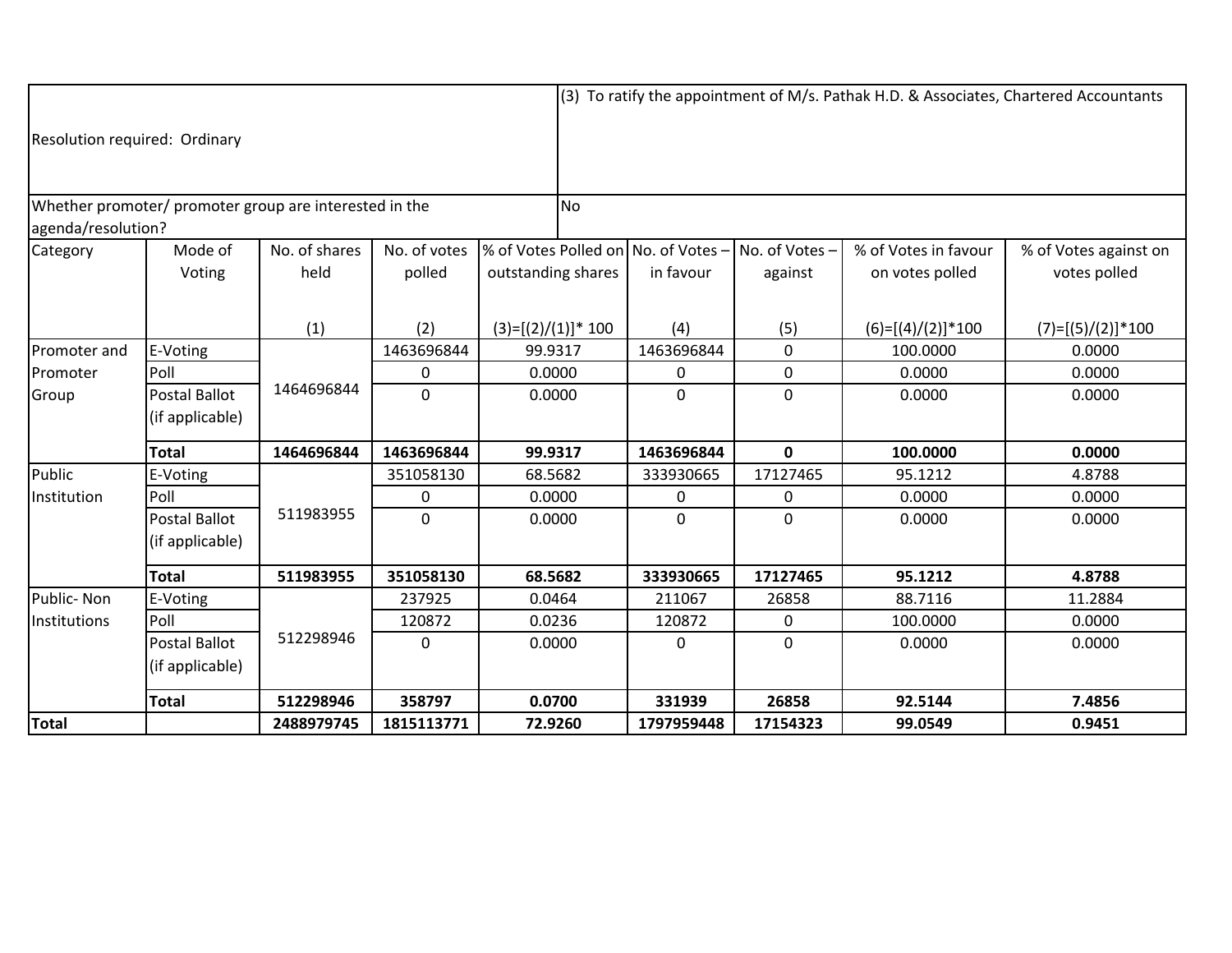| Resolution required: Ordinary | | | | (3) To ratify the appointment of M/s. Pathak H.D. & Associates, Chartered Accountants | | | | |
|---|---|---|---|---|---|---|---|---|
| Whether promoter/ promoter group are interested in the agenda/resolution? | | | | No | | | | |
| Category | Mode of Voting | No. of shares held<br><br>(1) | No. of votes polled<br><br>(2) | % of Votes Polled on outstanding shares<br><br>(3)=[(2)/(1)]* 100 | No. of Votes – in favour<br><br>(4) | No. of Votes – against<br><br>(5) | % of Votes in favour on votes polled<br><br>(6)=[(4)/(2)]*100 | % of Votes against on votes polled<br><br>(7)=[(5)/(2)]*100 |
| Promoter and Promoter Group | E-Voting | 1464696844 | 1463696844 | 99.9317 | 1463696844 | 0 | 100.0000 | 0.0000 |
| | Poll | | 0 | 0.0000 | 0 | 0 | 0.0000 | 0.0000 |
| | Postal Ballot (if applicable) | | 0 | 0.0000 | 0 | 0 | 0.0000 | 0.0000 |
| | **Total** | **1464696844** | **1463696844** | **99.9317** | **1463696844** | **0** | **100.0000** | **0.0000** |
| Public Institution | E-Voting | 511983955 | 351058130 | 68.5682 | 333930665 | 17127465 | 95.1212 | 4.8788 |
| | Poll | | 0 | 0.0000 | 0 | 0 | 0.0000 | 0.0000 |
| | Postal Ballot (if applicable) | | 0 | 0.0000 | 0 | 0 | 0.0000 | 0.0000 |
| | **Total** | **511983955** | **351058130** | **68.5682** | **333930665** | **17127465** | **95.1212** | **4.8788** |
| Public- Non Institutions | E-Voting | 512298946 | 237925 | 0.0464 | 211067 | 26858 | 88.7116 | 11.2884 |
| | Poll | | 120872 | 0.0236 | 120872 | 0 | 100.0000 | 0.0000 |
| | Postal Ballot (if applicable) | | 0 | 0.0000 | 0 | 0 | 0.0000 | 0.0000 |
| | **Total** | **512298946** | **358797** | **0.0700** | **331939** | **26858** | **92.5144** | **7.4856** |
| **Total** | | **2488979745** | **1815113771** | **72.9260** | **1797959448** | **17154323** | **99.0549** | **0.9451** |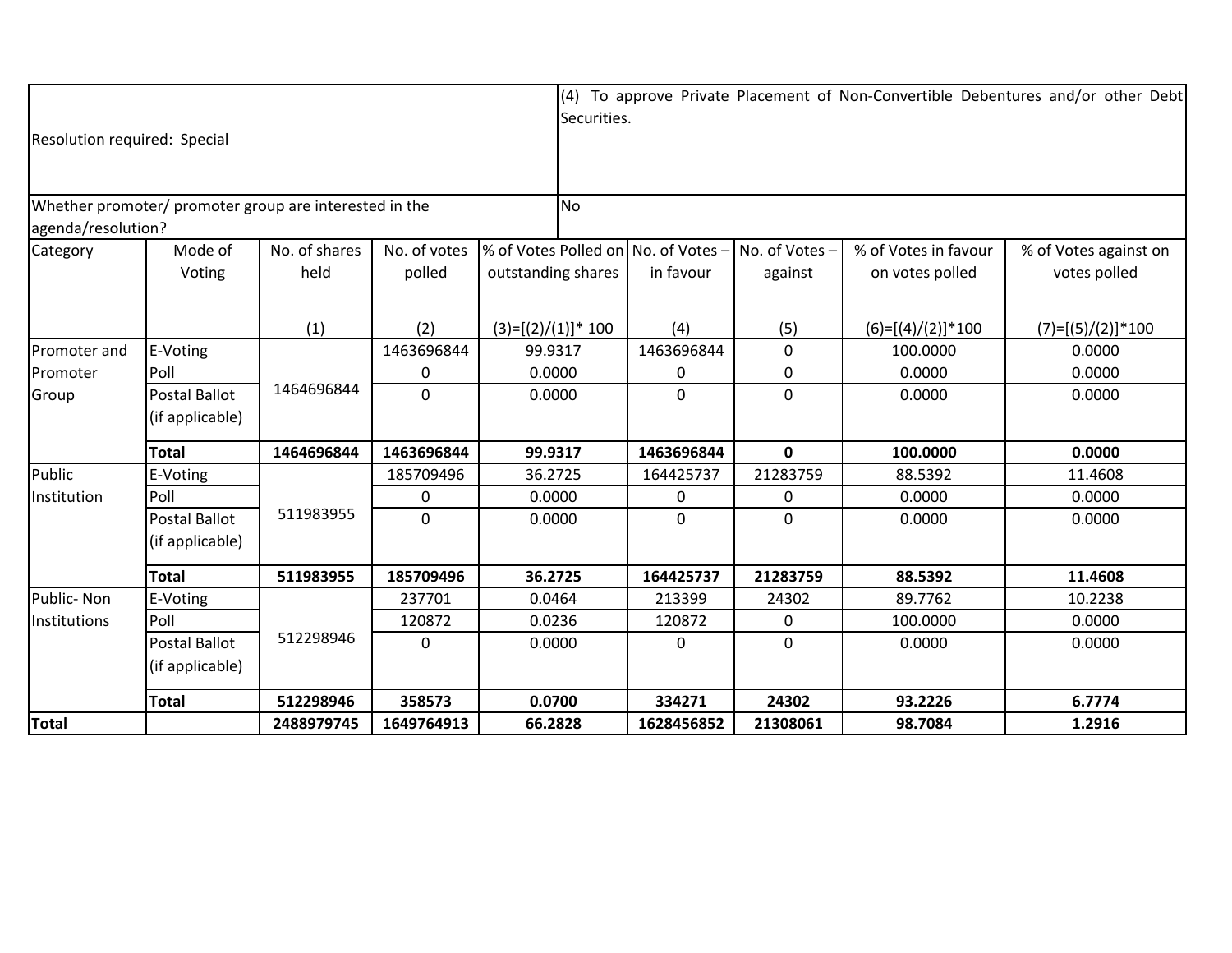| Resolution required: Special | | | | | (4) To approve Private Placement of Non-Convertible Debentures and/or other Debt Securities. | | | |
|---|---|---|---|---|---|---|---|---|
| Whether promoter/ promoter group are interested in the agenda/resolution? | | | | | No | | | |
| Category | Mode of Voting | No. of shares held<br>(1) | No. of votes polled<br>(2) | % of Votes Polled on outstanding shares<br>(3)=[(2)/(1)]* 100 | No. of Votes – in favour<br>(4) | No. of Votes – against<br>(5) | % of Votes in favour on votes polled<br>(6)=[(4)/(2)]*100 | % of Votes against on votes polled<br>(7)=[(5)/(2)]*100 |
| Promoter and Promoter Group | E-Voting | 1464696844 | 1463696844 | 99.9317 | 1463696844 | 0 | 100.0000 | 0.0000 |
| | Poll | | 0 | 0.0000 | 0 | 0 | 0.0000 | 0.0000 |
| | Postal Ballot (if applicable) | | 0 | 0.0000 | 0 | 0 | 0.0000 | 0.0000 |
| | **Total** | **1464696844** | **1463696844** | **99.9317** | **1463696844** | **0** | **100.0000** | **0.0000** |
| Public Institution | E-Voting | 511983955 | 185709496 | 36.2725 | 164425737 | 21283759 | 88.5392 | 11.4608 |
| | Poll | | 0 | 0.0000 | 0 | 0 | 0.0000 | 0.0000 |
| | Postal Ballot (if applicable) | | 0 | 0.0000 | 0 | 0 | 0.0000 | 0.0000 |
| | **Total** | **511983955** | **185709496** | **36.2725** | **164425737** | **21283759** | **88.5392** | **11.4608** |
| Public- Non Institutions | E-Voting | 512298946 | 237701 | 0.0464 | 213399 | 24302 | 89.7762 | 10.2238 |
| | Poll | | 120872 | 0.0236 | 120872 | 0 | 100.0000 | 0.0000 |
| | Postal Ballot (if applicable) | | 0 | 0.0000 | 0 | 0 | 0.0000 | 0.0000 |
| | **Total** | **512298946** | **358573** | **0.0700** | **334271** | **24302** | **93.2226** | **6.7774** |
| **Total** | | **2488979745** | **1649764913** | **66.2828** | **1628456852** | **21308061** | **98.7084** | **1.2916** |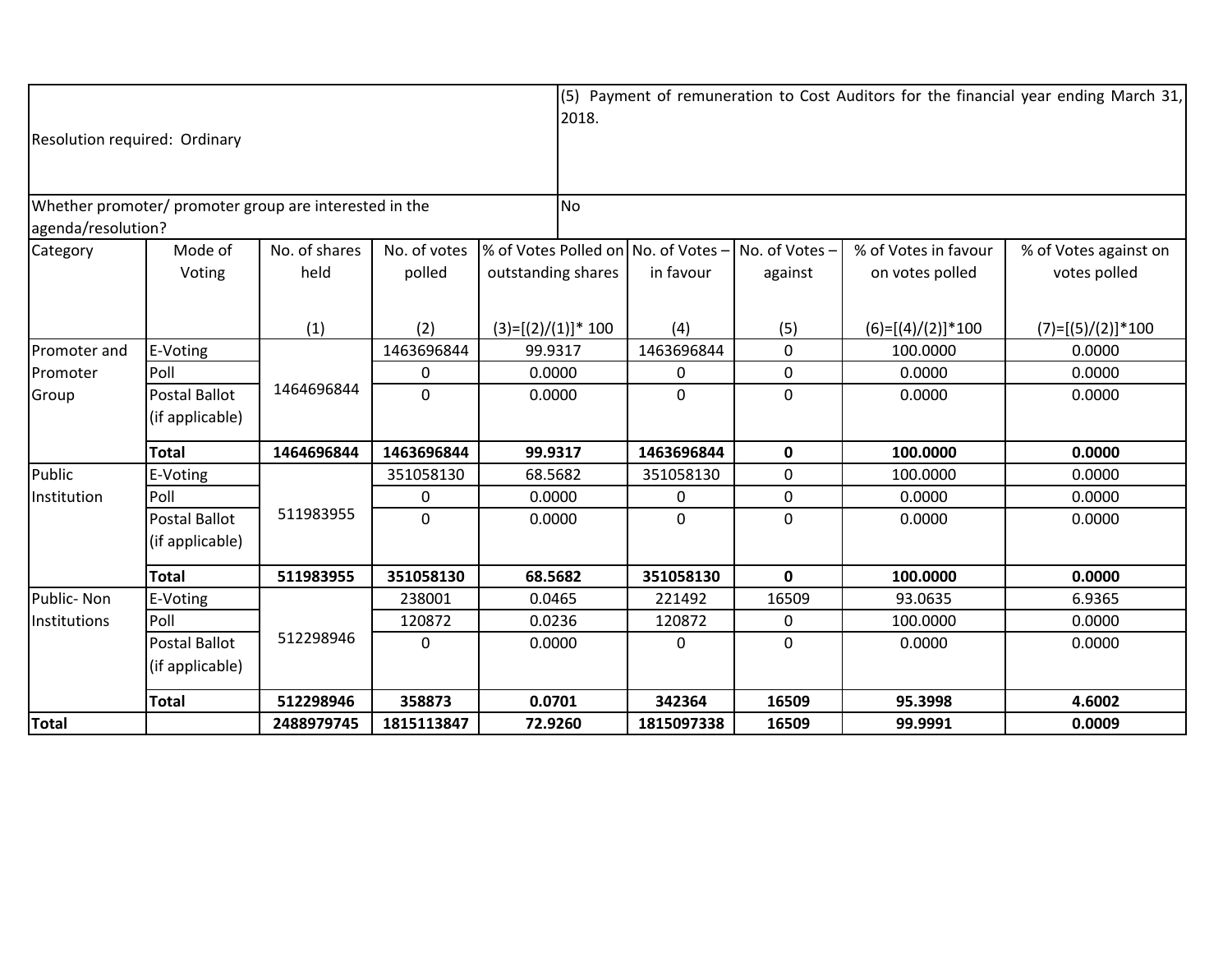| Resolution required: Ordinary | | | | (5) Payment of remuneration to Cost Auditors for the financial year ending March 31, 2018. | | | | |
|---|---|---|---|---|---|---|---|---|
| Whether promoter/ promoter group are interested in the agenda/resolution? | | | | No | | | | |
| Category | Mode of Voting | No. of shares held<br>(1) | No. of votes polled<br>(2) | % of Votes Polled on outstanding shares<br>(3)=[(2)/(1)]* 100 | No. of Votes – in favour<br>(4) | No. of Votes – against<br>(5) | % of Votes in favour on votes polled<br>(6)=[(4)/(2)]*100 | % of Votes against on votes polled<br>(7)=[(5)/(2)]*100 |
| Promoter and Promoter Group | E-Voting | 1464696844 | 1463696844 | 99.9317 | 1463696844 | 0 | 100.0000 | 0.0000 |
| | Poll | | 0 | 0.0000 | 0 | 0 | 0.0000 | 0.0000 |
| | Postal Ballot (if applicable) | | 0 | 0.0000 | 0 | 0 | 0.0000 | 0.0000 |
| | **Total** | **1464696844** | **1463696844** | **99.9317** | **1463696844** | **0** | **100.0000** | **0.0000** |
| Public Institution | E-Voting | 511983955 | 351058130 | 68.5682 | 351058130 | 0 | 100.0000 | 0.0000 |
| | Poll | | 0 | 0.0000 | 0 | 0 | 0.0000 | 0.0000 |
| | Postal Ballot (if applicable) | | 0 | 0.0000 | 0 | 0 | 0.0000 | 0.0000 |
| | **Total** | **511983955** | **351058130** | **68.5682** | **351058130** | **0** | **100.0000** | **0.0000** |
| Public- Non Institutions | E-Voting | 512298946 | 238001 | 0.0465 | 221492 | 16509 | 93.0635 | 6.9365 |
| | Poll | | 120872 | 0.0236 | 120872 | 0 | 100.0000 | 0.0000 |
| | Postal Ballot (if applicable) | | 0 | 0.0000 | 0 | 0 | 0.0000 | 0.0000 |
| | **Total** | **512298946** | **358873** | **0.0701** | **342364** | **16509** | **95.3998** | **4.6002** |
| **Total** | | **2488979745** | **1815113847** | **72.9260** | **1815097338** | **16509** | **99.9991** | **0.0009** |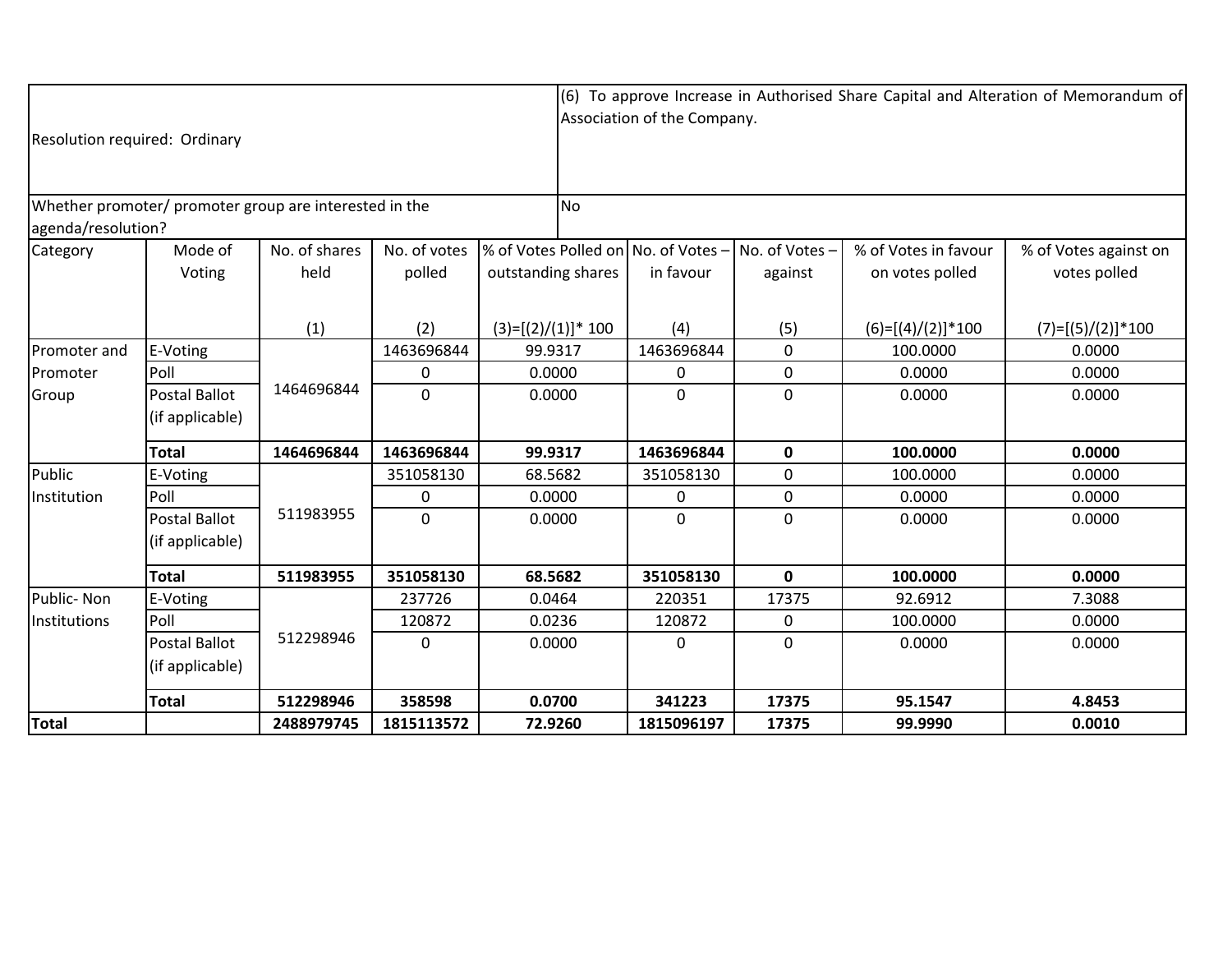| Resolution required: Ordinary | | | | (6) To approve Increase in Authorised Share Capital and Alteration of Memorandum of Association of the Company. | | | | |
|---|---|---|---|---|---|---|---|---|
| Whether promoter/ promoter group are interested in the agenda/resolution? | | | | No | | | | |
| Category | Mode of Voting | No. of shares held<br><br>(1) | No. of votes polled<br><br>(2) | % of Votes Polled on outstanding shares<br><br>(3)=[(2)/(1)]* 100 | No. of Votes – in favour<br><br>(4) | No. of Votes – against<br><br>(5) | % of Votes in favour on votes polled<br><br>(6)=[(4)/(2)]*100 | % of Votes against on votes polled<br><br>(7)=[(5)/(2)]*100 |
| Promoter and Promoter Group | E-Voting | 1464696844 | 1463696844 | 99.9317 | 1463696844 | 0 | 100.0000 | 0.0000 |
| | Poll | | 0 | 0.0000 | 0 | 0 | 0.0000 | 0.0000 |
| | Postal Ballot (if applicable) | | 0 | 0.0000 | 0 | 0 | 0.0000 | 0.0000 |
| | **Total** | **1464696844** | **1463696844** | **99.9317** | **1463696844** | **0** | **100.0000** | **0.0000** |
| Public Institution | E-Voting | 511983955 | 351058130 | 68.5682 | 351058130 | 0 | 100.0000 | 0.0000 |
| | Poll | | 0 | 0.0000 | 0 | 0 | 0.0000 | 0.0000 |
| | Postal Ballot (if applicable) | | 0 | 0.0000 | 0 | 0 | 0.0000 | 0.0000 |
| | **Total** | **511983955** | **351058130** | **68.5682** | **351058130** | **0** | **100.0000** | **0.0000** |
| Public- Non Institutions | E-Voting | 512298946 | 237726 | 0.0464 | 220351 | 17375 | 92.6912 | 7.3088 |
| | Poll | | 120872 | 0.0236 | 120872 | 0 | 100.0000 | 0.0000 |
| | Postal Ballot (if applicable) | | 0 | 0.0000 | 0 | 0 | 0.0000 | 0.0000 |
| | **Total** | **512298946** | **358598** | **0.0700** | **341223** | **17375** | **95.1547** | **4.8453** |
| **Total** | | **2488979745** | **1815113572** | **72.9260** | **1815096197** | **17375** | **99.9990** | **0.0010** |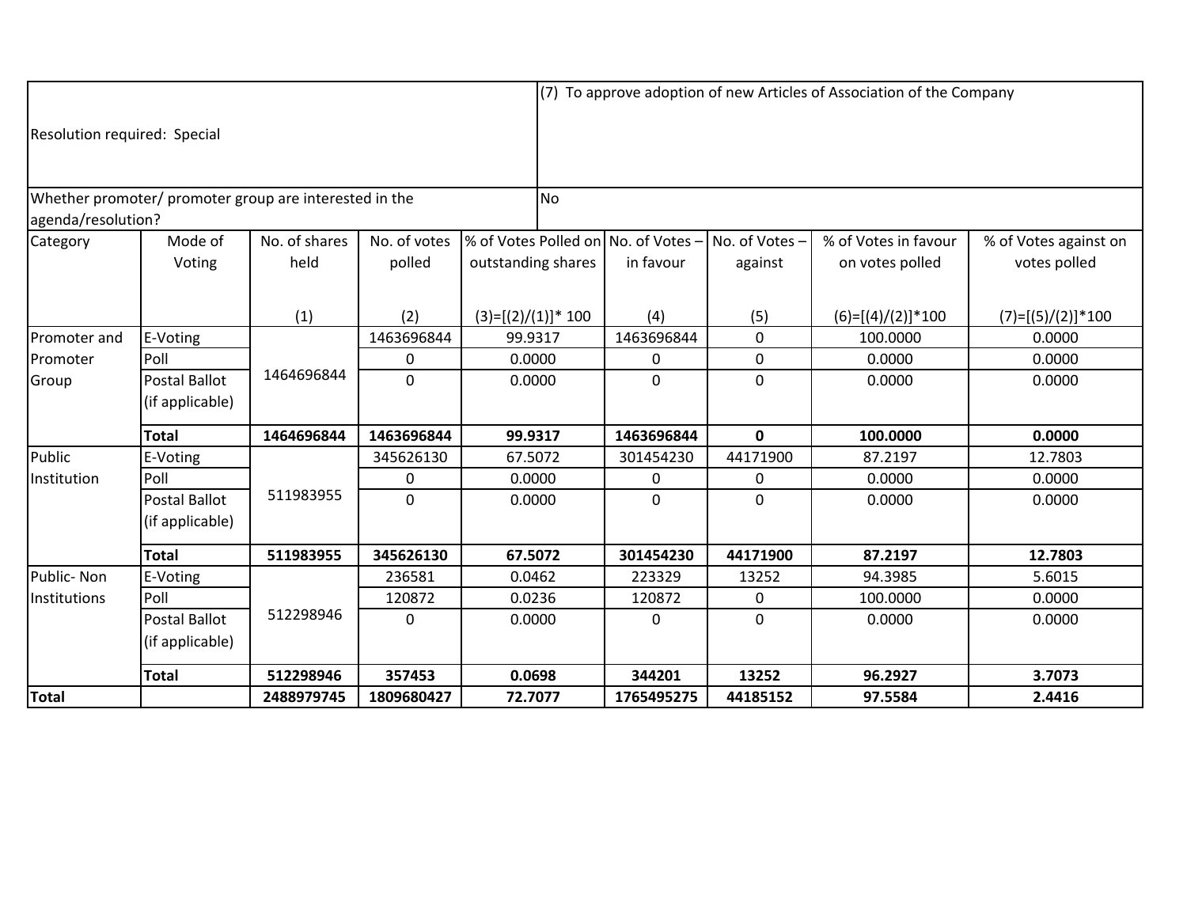| Resolution required: Special | | | | (7) To approve adoption of new Articles of Association of the Company | | | | |
|---|---|---|---|---|---|---|---|---|
| Whether promoter/ promoter group are interested in the agenda/resolution? | | | | No | | | | |
| Category | Mode of Voting | No. of shares held<br>(1) | No. of votes polled<br>(2) | % of Votes Polled on outstanding shares<br>(3)=[(2)/(1)]* 100 | No. of Votes – in favour<br>(4) | No. of Votes – against<br>(5) | % of Votes in favour on votes polled<br>(6)=[(4)/(2)]*100 | % of Votes against on votes polled<br>(7)=[(5)/(2)]*100 |
| Promoter and Promoter Group | E-Voting | 1464696844 | 1463696844 | 99.9317 | 1463696844 | 0 | 100.0000 | 0.0000 |
| | Poll | | 0 | 0.0000 | 0 | 0 | 0.0000 | 0.0000 |
| | Postal Ballot (if applicable) | | 0 | 0.0000 | 0 | 0 | 0.0000 | 0.0000 |
| | **Total** | **1464696844** | **1463696844** | **99.9317** | **1463696844** | **0** | **100.0000** | **0.0000** |
| Public Institution | E-Voting | 511983955 | 345626130 | 67.5072 | 301454230 | 44171900 | 87.2197 | 12.7803 |
| | Poll | | 0 | 0.0000 | 0 | 0 | 0.0000 | 0.0000 |
| | Postal Ballot (if applicable) | | 0 | 0.0000 | 0 | 0 | 0.0000 | 0.0000 |
| | **Total** | **511983955** | **345626130** | **67.5072** | **301454230** | **44171900** | **87.2197** | **12.7803** |
| Public- Non Institutions | E-Voting | 512298946 | 236581 | 0.0462 | 223329 | 13252 | 94.3985 | 5.6015 |
| | Poll | | 120872 | 0.0236 | 120872 | 0 | 100.0000 | 0.0000 |
| | Postal Ballot (if applicable) | | 0 | 0.0000 | 0 | 0 | 0.0000 | 0.0000 |
| | **Total** | **512298946** | **357453** | **0.0698** | **344201** | **13252** | **96.2927** | **3.7073** |
| **Total** | | **2488979745** | **1809680427** | **72.7077** | **1765495275** | **44185152** | **97.5584** | **2.4416** |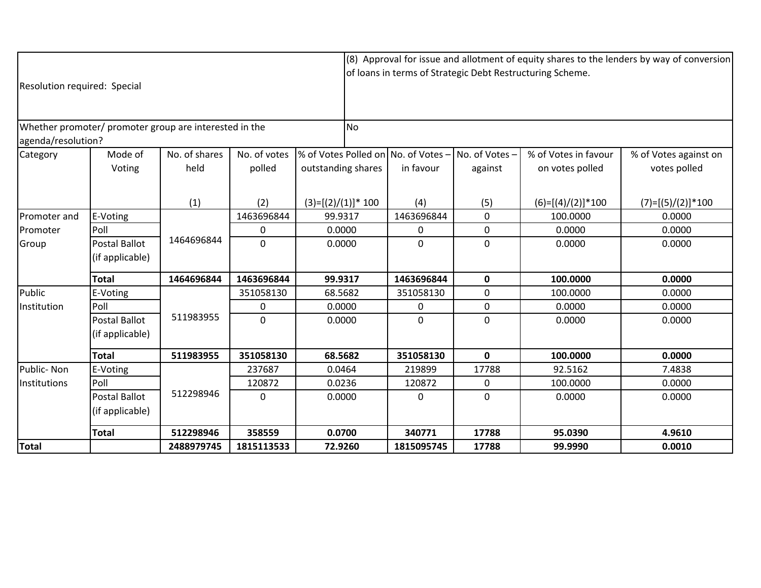| Resolution required: Special | | | | (8) Approval for issue and allotment of equity shares to the lenders by way of conversion of loans in terms of Strategic Debt Restructuring Scheme. | | | | |
|---|---|---|---|---|---|---|---|---|
| Whether promoter/ promoter group are interested in the agenda/resolution? | | | | No | | | | |
| Category | Mode of Voting | No. of shares held<br>(1) | No. of votes polled<br>(2) | % of Votes Polled on outstanding shares<br>(3)=[(2)/(1)]* 100 | No. of Votes – in favour<br>(4) | No. of Votes – against<br>(5) | % of Votes in favour on votes polled<br>(6)=[(4)/(2)]*100 | % of Votes against on votes polled<br>(7)=[(5)/(2)]*100 |
| Promoter and Promoter Group | E-Voting | 1464696844 | 1463696844 | 99.9317 | 1463696844 | 0 | 100.0000 | 0.0000 |
| | Poll | | 0 | 0.0000 | 0 | 0 | 0.0000 | 0.0000 |
| | Postal Ballot (if applicable) | | 0 | 0.0000 | 0 | 0 | 0.0000 | 0.0000 |
| | **Total** | **1464696844** | **1463696844** | **99.9317** | **1463696844** | **0** | **100.0000** | **0.0000** |
| Public Institution | E-Voting | 511983955 | 351058130 | 68.5682 | 351058130 | 0 | 100.0000 | 0.0000 |
| | Poll | | 0 | 0.0000 | 0 | 0 | 0.0000 | 0.0000 |
| | Postal Ballot (if applicable) | | 0 | 0.0000 | 0 | 0 | 0.0000 | 0.0000 |
| | **Total** | **511983955** | **351058130** | **68.5682** | **351058130** | **0** | **100.0000** | **0.0000** |
| Public- Non Institutions | E-Voting | 512298946 | 237687 | 0.0464 | 219899 | 17788 | 92.5162 | 7.4838 |
| | Poll | | 120872 | 0.0236 | 120872 | 0 | 100.0000 | 0.0000 |
| | Postal Ballot (if applicable) | | 0 | 0.0000 | 0 | 0 | 0.0000 | 0.0000 |
| | **Total** | **512298946** | **358559** | **0.0700** | **340771** | **17788** | **95.0390** | **4.9610** |
| **Total** | | **2488979745** | **1815113533** | **72.9260** | **1815095745** | **17788** | **99.9990** | **0.0010** |